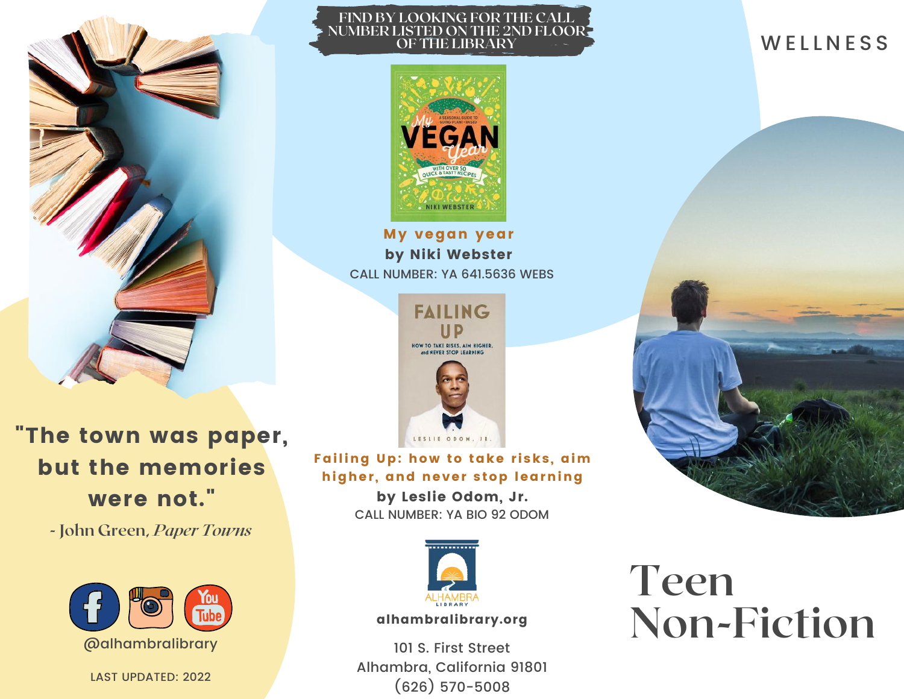# Teen Non-Fiction

WELLNESS

"The town was paper, but the memories were not."

- John Green, *Paper Towns*

@alhambralibrary

LAST UPDATED: 2022

**FIND BY LOOKING FOR THE CALL NUMBER LISTED ON THE 2ND FLOOR OF THE LIBRARY**

**My vegan year**
**by Niki Webster**
CALL NUMBER: YA 641.5636 WEBS

**Failing Up: how to take risks, aim higher, and never stop learning**
**by Leslie Odom, Jr.**
CALL NUMBER: YA BIO 92 ODOM

ALHAMBRA LIBRARY

**alhambralibrary.org**

101 S. First Street
Alhambra, California 91801
(626) 570-5008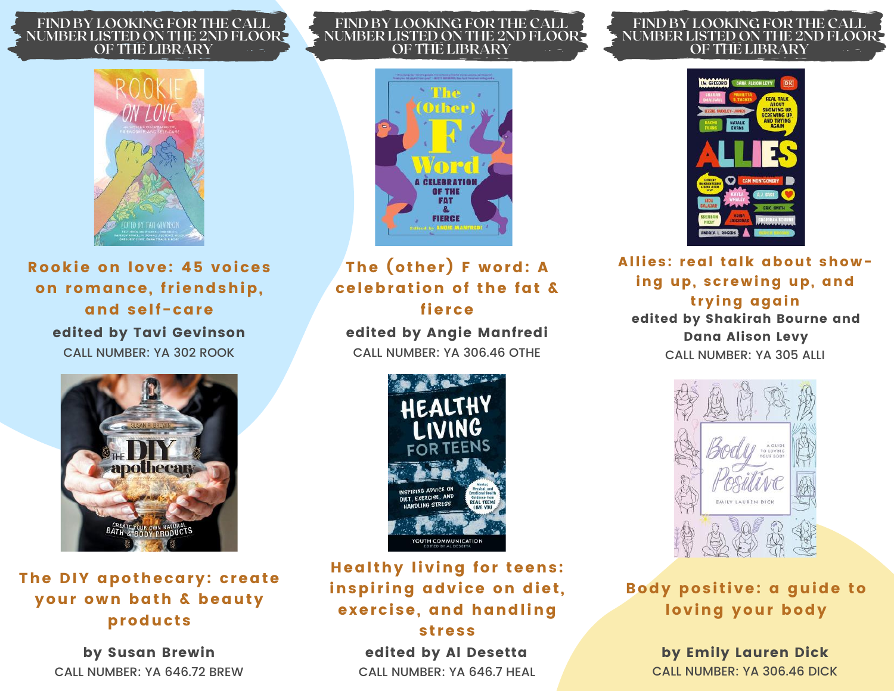FIND BY LOOKING FOR THE CALL NUMBER LISTED ON THE 2ND FLOOR OF THE LIBRARY

**Rookie on love: 45 voices on romance, friendship, and self-care**

**edited by Tavi Gevinson**

CALL NUMBER: YA 302 ROOK

FIND BY LOOKING FOR THE CALL NUMBER LISTED ON THE 2ND FLOOR OF THE LIBRARY

**The (other) F word: A celebration of the fat & fierce**

**edited by Angie Manfredi**

CALL NUMBER: YA 306.46 OTHE

FIND BY LOOKING FOR THE CALL NUMBER LISTED ON THE 2ND FLOOR OF THE LIBRARY

**Allies: real talk about showing up, screwing up, and trying again**

**edited by Shakirah Bourne and Dana Alison Levy**

CALL NUMBER: YA 305 ALLI

**The DIY apothecary: create your own bath & beauty products**

**by Susan Brewin**

CALL NUMBER: YA 646.72 BREW

**Healthy living for teens: inspiring advice on diet, exercise, and handling stress**

**edited by Al Desetta**

CALL NUMBER: YA 646.7 HEAL

**Body positive: a guide to loving your body**

**by Emily Lauren Dick**

CALL NUMBER: YA 306.46 DICK